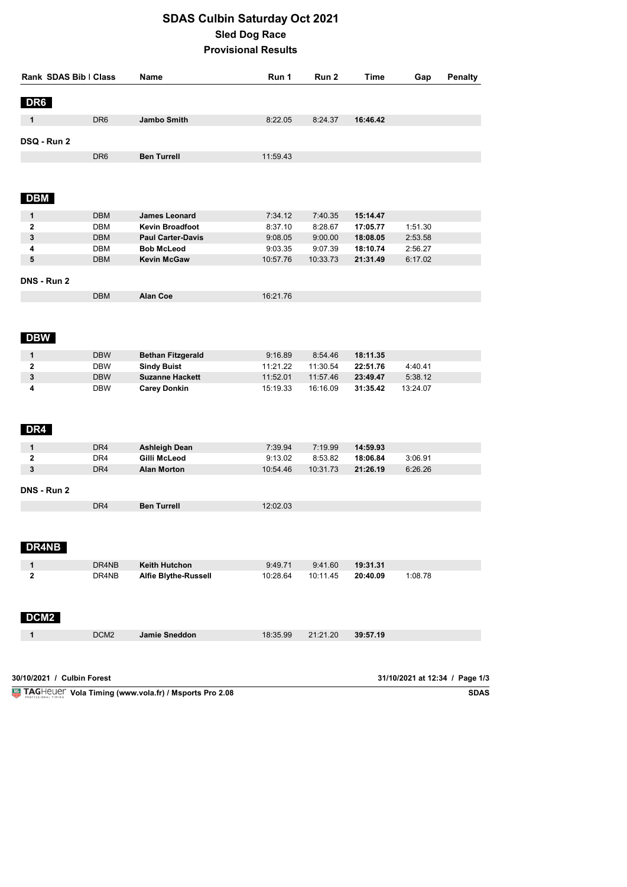# SDAS Culbin Saturday Oct 2021

## Sled Dog Race

## Provisional Results

| Rank | SDAS Bib | Class | Name | Run 1 | Run 2 | Time | Gap | Penalty |
|---|---|---|---|---|---|---|---|---|
| **DR6** | | | | | | | | |
| 1 | | DR6 | **Jambo Smith** | 8:22.05 | 8:24.37 | **16:46.42** | | |
| **DSQ - Run 2** | | | | | | | | |
| | | DR6 | **Ben Turrell** | 11:59.43 | | | | |
| **DBM** | | | | | | | | |
| 1 | | DBM | **James Leonard** | 7:34.12 | 7:40.35 | **15:14.47** | | |
| 2 | | DBM | **Kevin Broadfoot** | 8:37.10 | 8:28.67 | **17:05.77** | 1:51.30 | |
| 3 | | DBM | **Paul Carter-Davis** | 9:08.05 | 9:00.00 | **18:08.05** | 2:53.58 | |
| 4 | | DBM | **Bob McLeod** | 9:03.35 | 9:07.39 | **18:10.74** | 2:56.27 | |
| 5 | | DBM | **Kevin McGaw** | 10:57.76 | 10:33.73 | **21:31.49** | 6:17.02 | |
| **DNS - Run 2** | | | | | | | | |
| | | DBM | **Alan Coe** | 16:21.76 | | | | |
| **DBW** | | | | | | | | |
| 1 | | DBW | **Bethan Fitzgerald** | 9:16.89 | 8:54.46 | **18:11.35** | | |
| 2 | | DBW | **Sindy Buist** | 11:21.22 | 11:30.54 | **22:51.76** | 4:40.41 | |
| 3 | | DBW | **Suzanne Hackett** | 11:52.01 | 11:57.46 | **23:49.47** | 5:38.12 | |
| 4 | | DBW | **Carey Donkin** | 15:19.33 | 16:16.09 | **31:35.42** | 13:24.07 | |
| **DR4** | | | | | | | | |
| 1 | | DR4 | **Ashleigh Dean** | 7:39.94 | 7:19.99 | **14:59.93** | | |
| 2 | | DR4 | **Gilli McLeod** | 9:13.02 | 8:53.82 | **18:06.84** | 3:06.91 | |
| 3 | | DR4 | **Alan Morton** | 10:54.46 | 10:31.73 | **21:26.19** | 6:26.26 | |
| **DNS - Run 2** | | | | | | | | |
| | | DR4 | **Ben Turrell** | 12:02.03 | | | | |
| **DR4NB** | | | | | | | | |
| 1 | | DR4NB | **Keith Hutchon** | 9:49.71 | 9:41.60 | **19:31.31** | | |
| 2 | | DR4NB | **Alfie Blythe-Russell** | 10:28.64 | 10:11.45 | **20:40.09** | 1:08.78 | |
| **DCM2** | | | | | | | | |
| 1 | | DCM2 | **Jamie Sneddon** | 18:35.99 | 21:21.20 | **39:57.19** | | |

30/10/2021 / Culbin Forest

31/10/2021 at 12:34

TAGHeuer Vola Timing (www.vola.fr) / Msports Pro 2.08

SDAS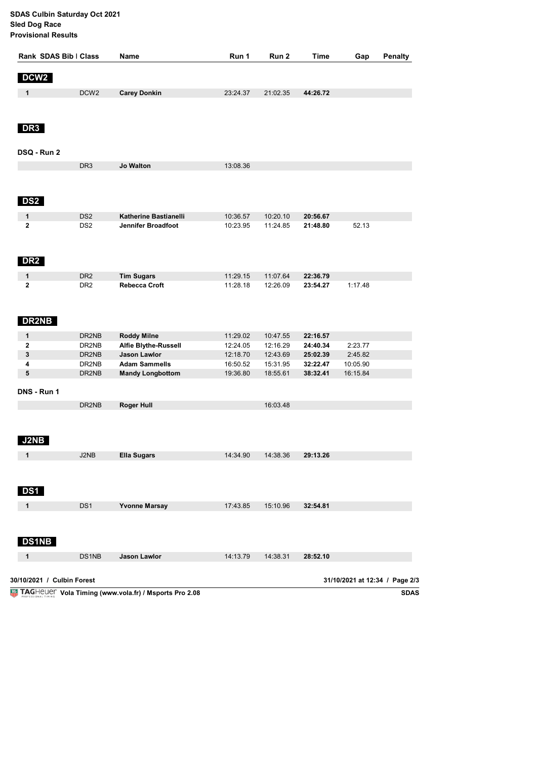**SDAS Culbin Saturday Oct 2021**
**Sled Dog Race**
**Provisional Results**

| Rank | SDAS Bib | Class | Name | Run 1 | Run 2 | Time | Gap | Penalty |
|---|---|---|---|---|---|---|---|---|
| **DCW2** | | | | | | | | |
| 1 | | DCW2 | **Carey Donkin** | 23:24.37 | 21:02.35 | **44:26.72** | | |
| **DR3** | | | | | | | | |
| **DSQ - Run 2** | | | | | | | | |
| | | DR3 | **Jo Walton** | 13:08.36 | | | | |
| **DS2** | | | | | | | | |
| 1 | | DS2 | **Katherine Bastianelli** | 10:36.57 | 10:20.10 | **20:56.67** | | |
| 2 | | DS2 | **Jennifer Broadfoot** | 10:23.95 | 11:24.85 | **21:48.80** | 52.13 | |
| **DR2** | | | | | | | | |
| 1 | | DR2 | **Tim Sugars** | 11:29.15 | 11:07.64 | **22:36.79** | | |
| 2 | | DR2 | **Rebecca Croft** | 11:28.18 | 12:26.09 | **23:54.27** | 1:17.48 | |
| **DR2NB** | | | | | | | | |
| 1 | | DR2NB | **Roddy Milne** | 11:29.02 | 10:47.55 | **22:16.57** | | |
| 2 | | DR2NB | **Alfie Blythe-Russell** | 12:24.05 | 12:16.29 | **24:40.34** | 2:23.77 | |
| 3 | | DR2NB | **Jason Lawlor** | 12:18.70 | 12:43.69 | **25:02.39** | 2:45.82 | |
| 4 | | DR2NB | **Adam Sammells** | 16:50.52 | 15:31.95 | **32:22.47** | 10:05.90 | |
| 5 | | DR2NB | **Mandy Longbottom** | 19:36.80 | 18:55.61 | **38:32.41** | 16:15.84 | |
| **DNS - Run 1** | | | | | | | | |
| | | DR2NB | **Roger Hull** | | 16:03.48 | | | |
| **J2NB** | | | | | | | | |
| 1 | | J2NB | **Ella Sugars** | 14:34.90 | 14:38.36 | **29:13.26** | | |
| **DS1** | | | | | | | | |
| 1 | | DS1 | **Yvonne Marsay** | 17:43.85 | 15:10.96 | **32:54.81** | | |
| **DS1NB** | | | | | | | | |
| 1 | | DS1NB | **Jason Lawlor** | 14:13.79 | 14:38.31 | **28:52.10** | | |

30/10/2021 / Culbin Forest — 31/10/2021 at 12:34

TAGHeuer Vola Timing (www.vola.fr) / Msports Pro 2.08 — SDAS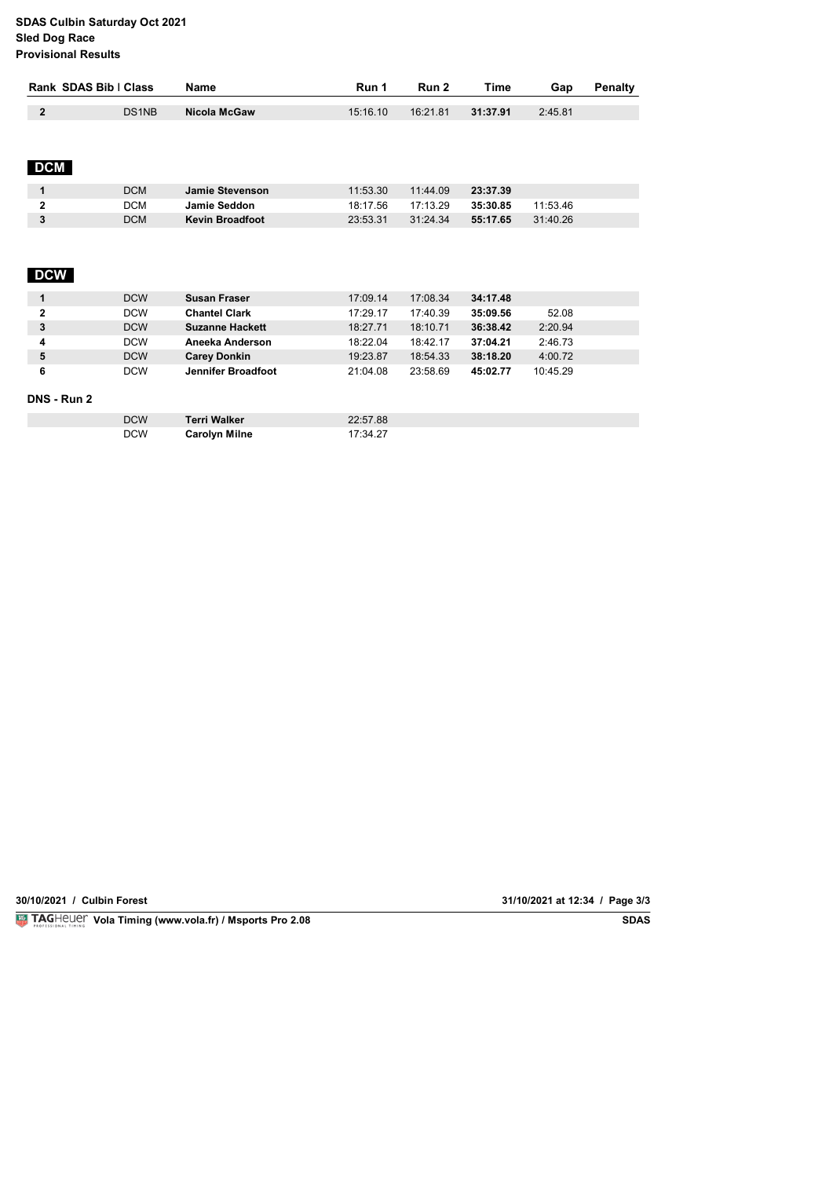**SDAS Culbin Saturday Oct 2021**
**Sled Dog Race**
**Provisional Results**

| Rank | SDAS Bib | Class | Name | Run 1 | Run 2 | Time | Gap | Penalty |
|---|---|---|---|---|---|---|---|---|
| 2 | | DS1NB | **Nicola McGaw** | 15:16.10 | 16:21.81 | **31:37.91** | 2:45.81 | |

## DCM

| Rank | SDAS Bib | Class | Name | Run 1 | Run 2 | Time | Gap | Penalty |
|---|---|---|---|---|---|---|---|---|
| 1 | | DCM | **Jamie Stevenson** | 11:53.30 | 11:44.09 | **23:37.39** | | |
| 2 | | DCM | **Jamie Seddon** | 18:17.56 | 17:13.29 | **35:30.85** | 11:53.46 | |
| 3 | | DCM | **Kevin Broadfoot** | 23:53.31 | 31:24.34 | **55:17.65** | 31:40.26 | |

## DCW

| Rank | SDAS Bib | Class | Name | Run 1 | Run 2 | Time | Gap | Penalty |
|---|---|---|---|---|---|---|---|---|
| 1 | | DCW | **Susan Fraser** | 17:09.14 | 17:08.34 | **34:17.48** | | |
| 2 | | DCW | **Chantel Clark** | 17:29.17 | 17:40.39 | **35:09.56** | 52.08 | |
| 3 | | DCW | **Suzanne Hackett** | 18:27.71 | 18:10.71 | **36:38.42** | 2:20.94 | |
| 4 | | DCW | **Aneeka Anderson** | 18:22.04 | 18:42.17 | **37:04.21** | 2:46.73 | |
| 5 | | DCW | **Carey Donkin** | 19:23.87 | 18:54.33 | **38:18.20** | 4:00.72 | |
| 6 | | DCW | **Jennifer Broadfoot** | 21:04.08 | 23:58.69 | **45:02.77** | 10:45.29 | |

**DNS - Run 2**

| Rank | SDAS Bib | Class | Name | Run 1 | Run 2 | Time | Gap | Penalty |
|---|---|---|---|---|---|---|---|---|
| | | DCW | **Terri Walker** | 22:57.88 | | | | |
| | | DCW | **Carolyn Milne** | 17:34.27 | | | | |

30/10/2021 / Culbin Forest — 31/10/2021 at 12:34

TAGHeuer Vola Timing (www.vola.fr) / Msports Pro 2.08 — SDAS